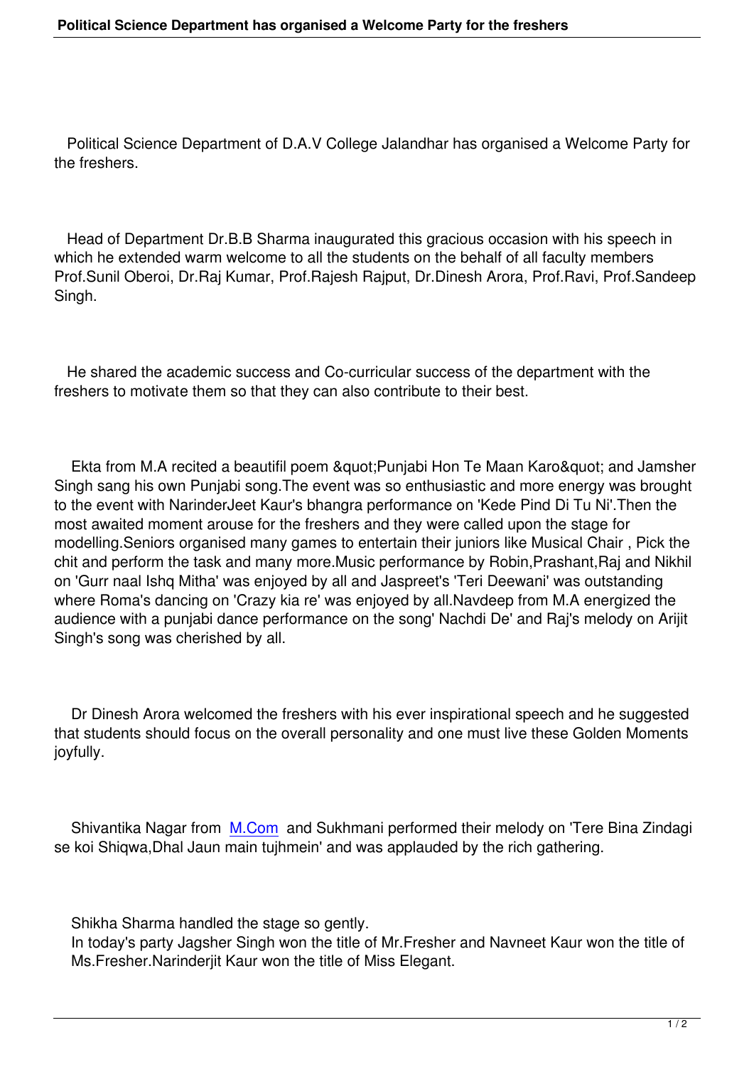Political Science Department of D.A.V College Jalandhar has organised a Welcome Party for the freshers.

Head of Department Dr.B.B Sharma inaugurated this gracious occasion with his speech in which he extended warm welcome to all the students on the behalf of all faculty members Prof.Sunil Oberoi, Dr.Raj Kumar, Prof.Rajesh Rajput, Dr.Dinesh Arora, Prof.Ravi, Prof.Sandeep Singh.

He shared the academic success and Co-curricular success of the department with the freshers to motivate them so that they can also contribute to their best.

Ekta from M.A recited a beautifil poem &quot;Punjabi Hon Te Maan Karo&quot; and Jamsher Singh sang his own Punjabi song.The event was so enthusiastic and more energy was brought to the event with NarinderJeet Kaur's bhangra performance on 'Kede Pind Di Tu Ni'.Then the most awaited moment arouse for the freshers and they were called upon the stage for modelling.Seniors organised many games to entertain their juniors like Musical Chair , Pick the chit and perform the task and many more.Music performance by Robin,Prashant,Raj and Nikhil on 'Gurr naal Ishq Mitha' was enjoyed by all and Jaspreet's 'Teri Deewani' was outstanding where Roma's dancing on 'Crazy kia re' was enjoyed by all.Navdeep from M.A energized the audience with a punjabi dance performance on the song' Nachdi De' and Raj's melody on Arijit Singh's song was cherished by all.

Dr Dinesh Arora welcomed the freshers with his ever inspirational speech and he suggested that students should focus on the overall personality and one must live these Golden Moments joyfully.

Shivantika Nagar from M.Com and Sukhmani performed their melody on 'Tere Bina Zindagi se koi Shiqwa,Dhal Jaun main tujhmein' and was applauded by the rich gathering.

Shikha Sharma handled the stage so gently.
In today's party Jagsher Singh won the title of Mr.Fresher and Navneet Kaur won the title of Ms.Fresher.Narinderjit Kaur won the title of Miss Elegant.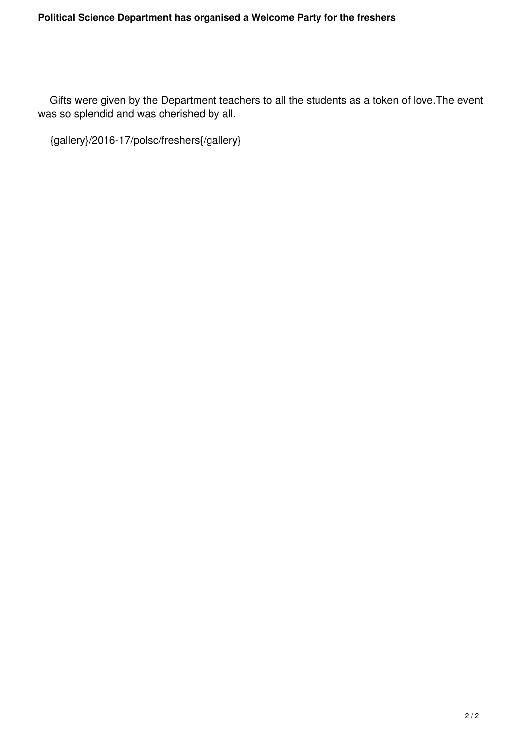Gifts were given by the Department teachers to all the students as a token of love.The event was so splendid and was cherished by all.

{gallery}/2016-17/polsc/freshers{/gallery}